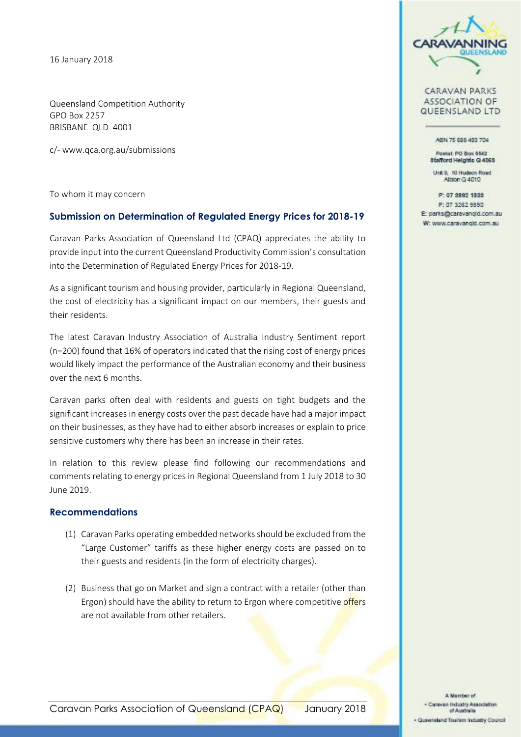16 January 2018

Queensland Competition Authority
GPO Box 2257
BRISBANE QLD 4001

c/- www.qca.org.au/submissions

CARAVAN PARKS ASSOCIATION OF QUEENSLAND LTD

ABN 75 688 493 704

Postal: PO Box 5542
Stafford Heights Q 4053

Unit 9, 10 Hudson Road
Albion Q 4010

P: 07 3862 1833
F: 07 3262 9890
E: parks@caravanqld.com.au
W: www.caravanqld.com.au

To whom it may concern

## Submission on Determination of Regulated Energy Prices for 2018-19

Caravan Parks Association of Queensland Ltd (CPAQ) appreciates the ability to provide input into the current Queensland Productivity Commission's consultation into the Determination of Regulated Energy Prices for 2018-19.

As a significant tourism and housing provider, particularly in Regional Queensland, the cost of electricity has a significant impact on our members, their guests and their residents.

The latest Caravan Industry Association of Australia Industry Sentiment report (n=200) found that 16% of operators indicated that the rising cost of energy prices would likely impact the performance of the Australian economy and their business over the next 6 months.

Caravan parks often deal with residents and guests on tight budgets and the significant increases in energy costs over the past decade have had a major impact on their businesses, as they have had to either absorb increases or explain to price sensitive customers why there has been an increase in their rates.

In relation to this review please find following our recommendations and comments relating to energy prices in Regional Queensland from 1 July 2018 to 30 June 2019.

## Recommendations

(1) Caravan Parks operating embedded networks should be excluded from the "Large Customer" tariffs as these higher energy costs are passed on to their guests and residents (in the form of electricity charges).

(2) Business that go on Market and sign a contract with a retailer (other than Ergon) should have the ability to return to Ergon where competitive offers are not available from other retailers.

A Member of
• Caravan Industry Association of Australia
• Queensland Tourism Industry Council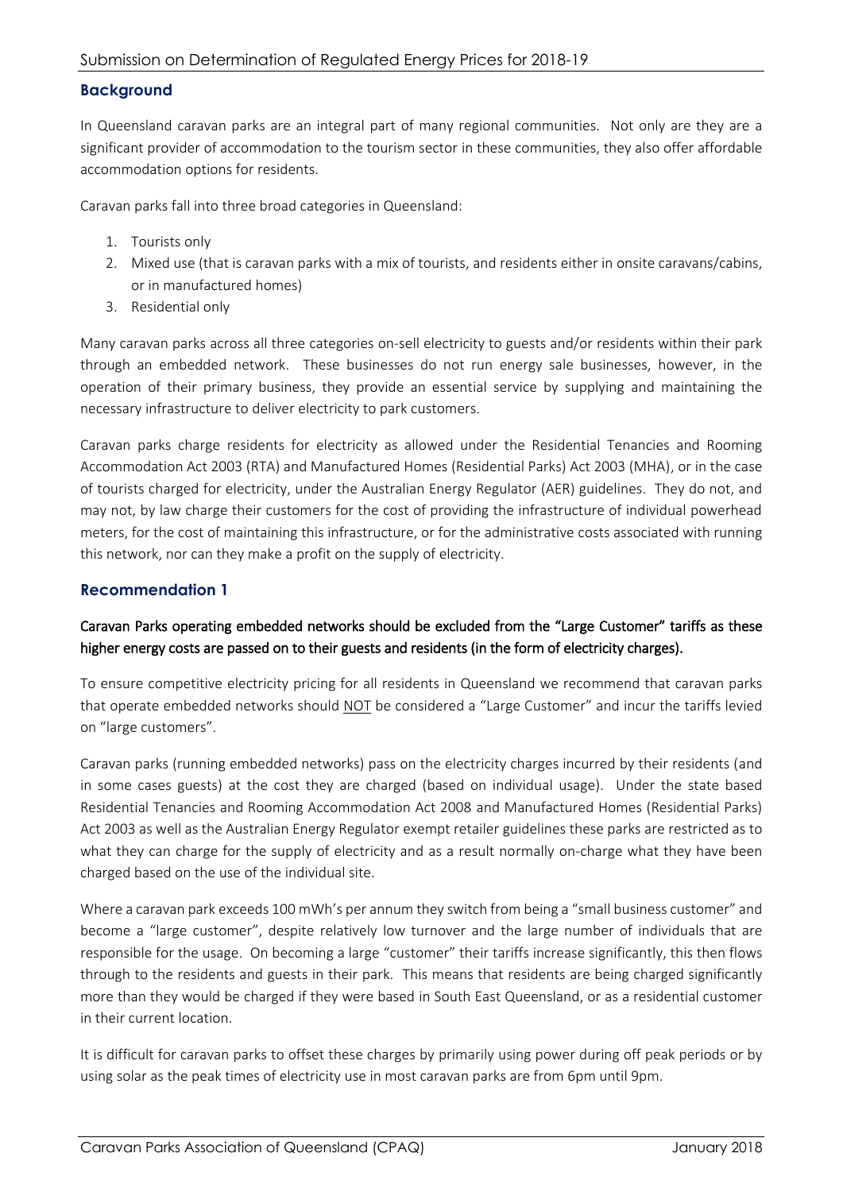## Background

In Queensland caravan parks are an integral part of many regional communities. Not only are they are a significant provider of accommodation to the tourism sector in these communities, they also offer affordable accommodation options for residents.

Caravan parks fall into three broad categories in Queensland:

1. Tourists only
2. Mixed use (that is caravan parks with a mix of tourists, and residents either in onsite caravans/cabins, or in manufactured homes)
3. Residential only

Many caravan parks across all three categories on-sell electricity to guests and/or residents within their park through an embedded network. These businesses do not run energy sale businesses, however, in the operation of their primary business, they provide an essential service by supplying and maintaining the necessary infrastructure to deliver electricity to park customers.

Caravan parks charge residents for electricity as allowed under the Residential Tenancies and Rooming Accommodation Act 2003 (RTA) and Manufactured Homes (Residential Parks) Act 2003 (MHA), or in the case of tourists charged for electricity, under the Australian Energy Regulator (AER) guidelines. They do not, and may not, by law charge their customers for the cost of providing the infrastructure of individual powerhead meters, for the cost of maintaining this infrastructure, or for the administrative costs associated with running this network, nor can they make a profit on the supply of electricity.

## Recommendation 1

Caravan Parks operating embedded networks should be excluded from the "Large Customer" tariffs as these higher energy costs are passed on to their guests and residents (in the form of electricity charges).

To ensure competitive electricity pricing for all residents in Queensland we recommend that caravan parks that operate embedded networks should NOT be considered a "Large Customer" and incur the tariffs levied on "large customers".

Caravan parks (running embedded networks) pass on the electricity charges incurred by their residents (and in some cases guests) at the cost they are charged (based on individual usage). Under the state based Residential Tenancies and Rooming Accommodation Act 2008 and Manufactured Homes (Residential Parks) Act 2003 as well as the Australian Energy Regulator exempt retailer guidelines these parks are restricted as to what they can charge for the supply of electricity and as a result normally on-charge what they have been charged based on the use of the individual site.

Where a caravan park exceeds 100 mWh's per annum they switch from being a "small business customer" and become a "large customer", despite relatively low turnover and the large number of individuals that are responsible for the usage. On becoming a large "customer" their tariffs increase significantly, this then flows through to the residents and guests in their park. This means that residents are being charged significantly more than they would be charged if they were based in South East Queensland, or as a residential customer in their current location.

It is difficult for caravan parks to offset these charges by primarily using power during off peak periods or by using solar as the peak times of electricity use in most caravan parks are from 6pm until 9pm.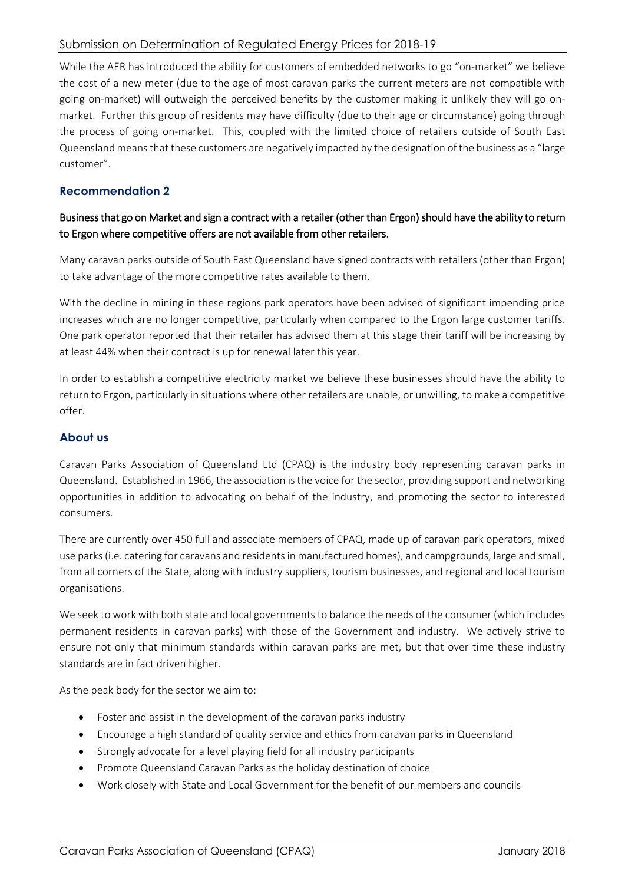While the AER has introduced the ability for customers of embedded networks to go "on-market" we believe the cost of a new meter (due to the age of most caravan parks the current meters are not compatible with going on-market) will outweigh the perceived benefits by the customer making it unlikely they will go on-market. Further this group of residents may have difficulty (due to their age or circumstance) going through the process of going on-market. This, coupled with the limited choice of retailers outside of South East Queensland means that these customers are negatively impacted by the designation of the business as a "large customer".

## Recommendation 2

Business that go on Market and sign a contract with a retailer (other than Ergon) should have the ability to return to Ergon where competitive offers are not available from other retailers.

Many caravan parks outside of South East Queensland have signed contracts with retailers (other than Ergon) to take advantage of the more competitive rates available to them.

With the decline in mining in these regions park operators have been advised of significant impending price increases which are no longer competitive, particularly when compared to the Ergon large customer tariffs. One park operator reported that their retailer has advised them at this stage their tariff will be increasing by at least 44% when their contract is up for renewal later this year.

In order to establish a competitive electricity market we believe these businesses should have the ability to return to Ergon, particularly in situations where other retailers are unable, or unwilling, to make a competitive offer.

## About us

Caravan Parks Association of Queensland Ltd (CPAQ) is the industry body representing caravan parks in Queensland. Established in 1966, the association is the voice for the sector, providing support and networking opportunities in addition to advocating on behalf of the industry, and promoting the sector to interested consumers.

There are currently over 450 full and associate members of CPAQ, made up of caravan park operators, mixed use parks (i.e. catering for caravans and residents in manufactured homes), and campgrounds, large and small, from all corners of the State, along with industry suppliers, tourism businesses, and regional and local tourism organisations.

We seek to work with both state and local governments to balance the needs of the consumer (which includes permanent residents in caravan parks) with those of the Government and industry. We actively strive to ensure not only that minimum standards within caravan parks are met, but that over time these industry standards are in fact driven higher.

As the peak body for the sector we aim to:

- Foster and assist in the development of the caravan parks industry
- Encourage a high standard of quality service and ethics from caravan parks in Queensland
- Strongly advocate for a level playing field for all industry participants
- Promote Queensland Caravan Parks as the holiday destination of choice
- Work closely with State and Local Government for the benefit of our members and councils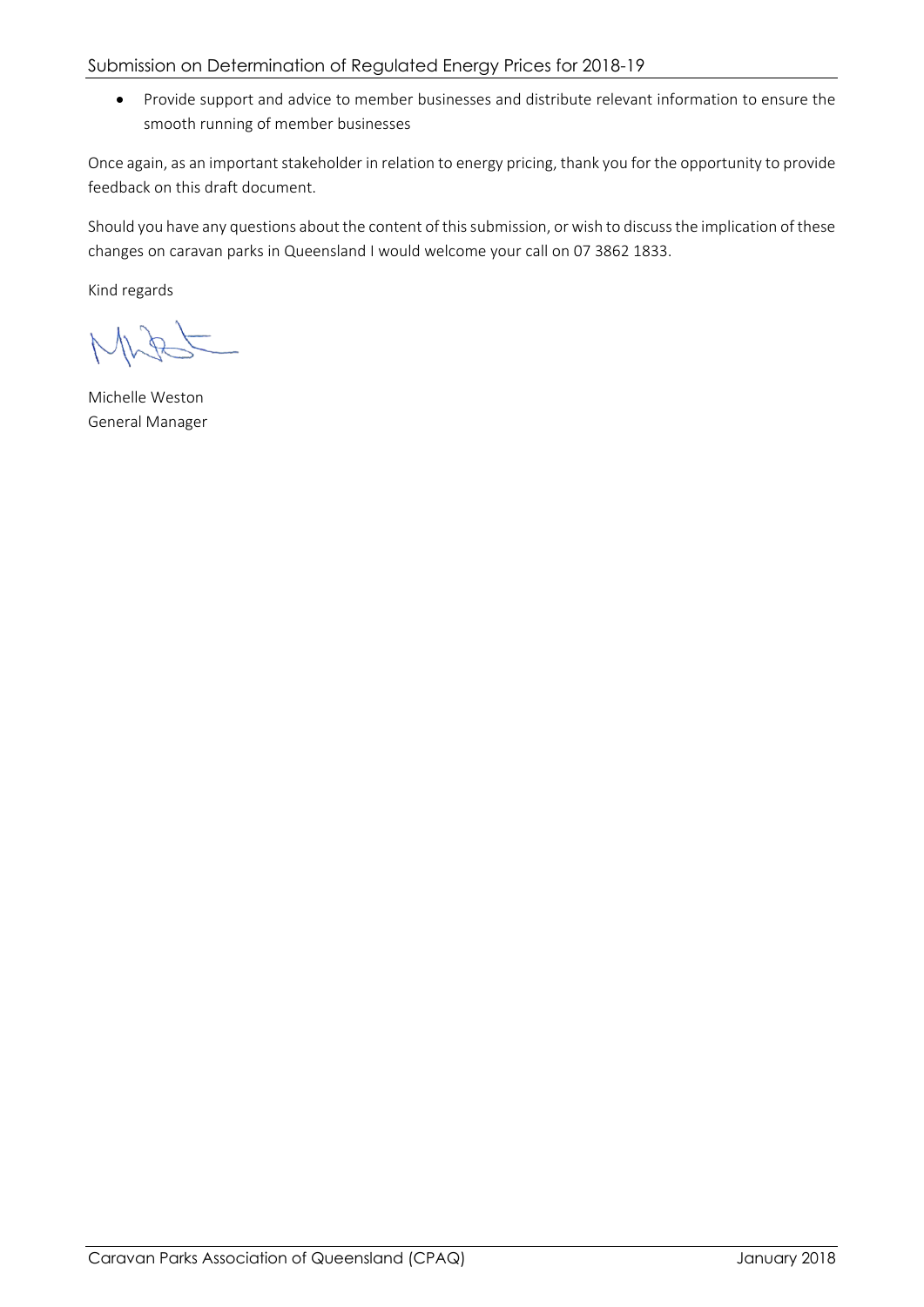- Provide support and advice to member businesses and distribute relevant information to ensure the smooth running of member businesses

Once again, as an important stakeholder in relation to energy pricing, thank you for the opportunity to provide feedback on this draft document.

Should you have any questions about the content of this submission, or wish to discuss the implication of these changes on caravan parks in Queensland I would welcome your call on 07 3862 1833.

Kind regards

Michelle Weston
General Manager